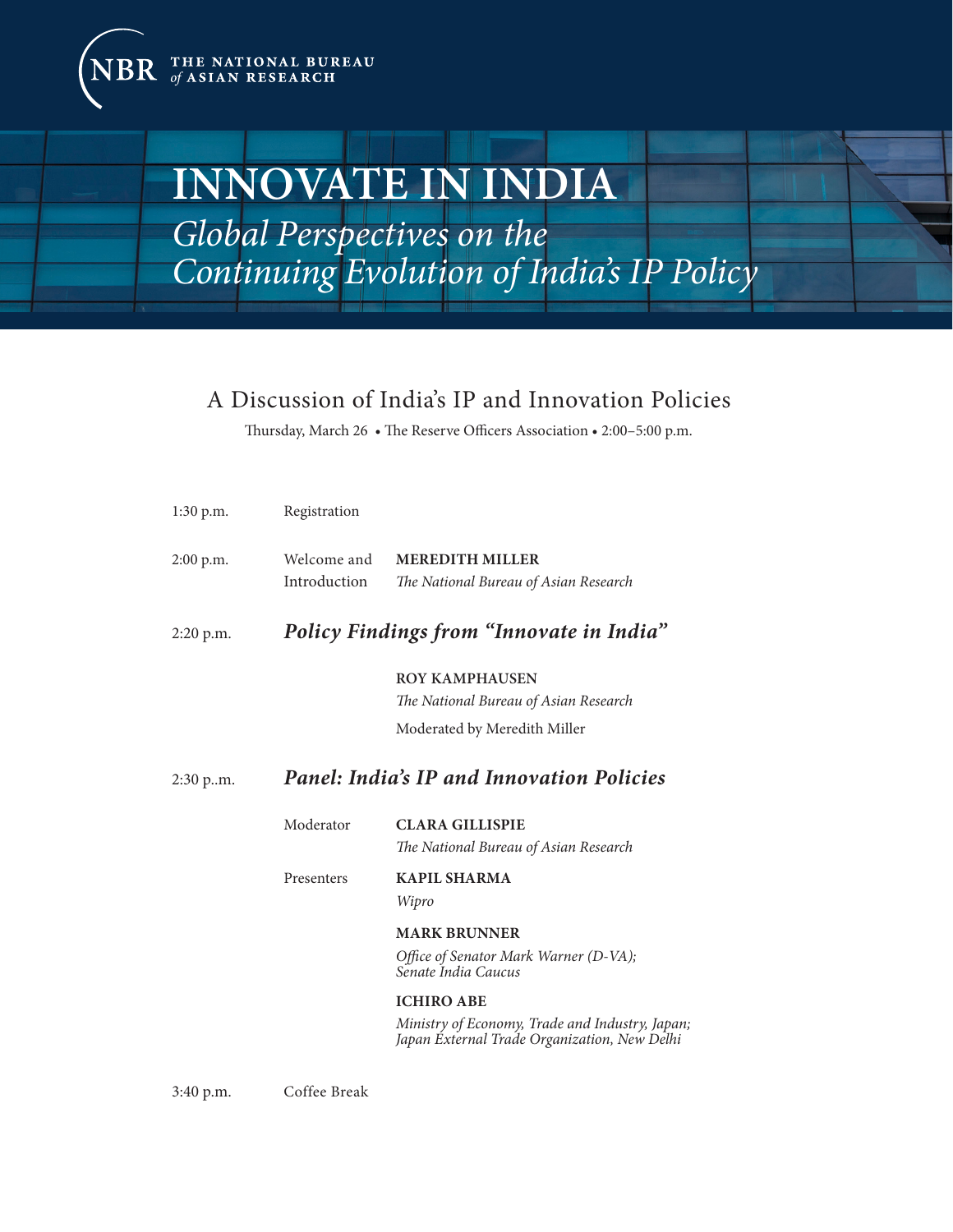NBR THE NATIONAL BUREAU *of* ASIAN RESEARCH

# INNOVATE IN INDIA

## *Global Perspectives on the Continuing Evolution of India's IP Policy*

### A Discussion of India's IP and Innovation Policies

Thursday, March 26 • The Reserve Officers Association • 2:00–5:00 p.m.

1:30 p.m. Registration

2:00 p.m. Welcome and Introduction

**MEREDITH MILLER**
*The National Bureau of Asian Research*

2:20 p.m. ***Policy Findings from "Innovate in India"***

**ROY KAMPHAUSEN**
*The National Bureau of Asian Research*

Moderated by Meredith Miller

2:30 p..m. ***Panel: India's IP and Innovation Policies***

Moderator

**CLARA GILLISPIE**
*The National Bureau of Asian Research*

Presenters

**KAPIL SHARMA**
*Wipro*

**MARK BRUNNER**
*Office of Senator Mark Warner (D-VA); Senate India Caucus*

**ICHIRO ABE**
*Ministry of Economy, Trade and Industry, Japan; Japan External Trade Organization, New Delhi*

3:40 p.m. Coffee Break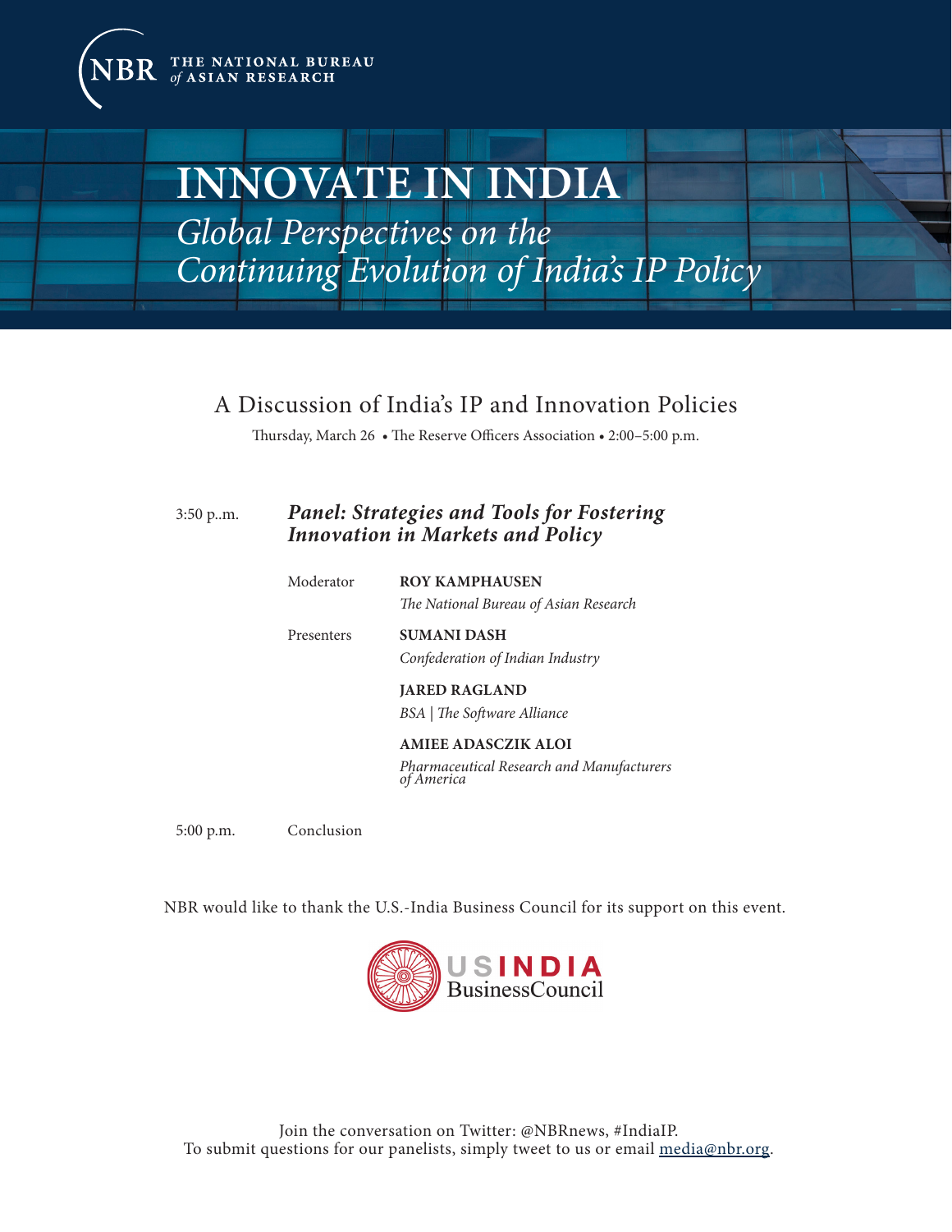NBR THE NATIONAL BUREAU *of* ASIAN RESEARCH

# INNOVATE IN INDIA

## *Global Perspectives on the Continuing Evolution of India's IP Policy*

### A Discussion of India's IP and Innovation Policies

Thursday, March 26 • The Reserve Officers Association • 2:00–5:00 p.m.

3:50 p..m. ***Panel: Strategies and Tools for Fostering Innovation in Markets and Policy***

Moderator **ROY KAMPHAUSEN**
*The National Bureau of Asian Research*

Presenters **SUMANI DASH**
*Confederation of Indian Industry*

**JARED RAGLAND**
*BSA | The Software Alliance*

**AMIEE ADASCZIK ALOI**
*Pharmaceutical Research and Manufacturers of America*

5:00 p.m. Conclusion

NBR would like to thank the U.S.-India Business Council for its support on this event.

USINDIA BusinessCouncil

Join the conversation on Twitter: @NBRnews, #IndiaIP.
To submit questions for our panelists, simply tweet to us or email media@nbr.org.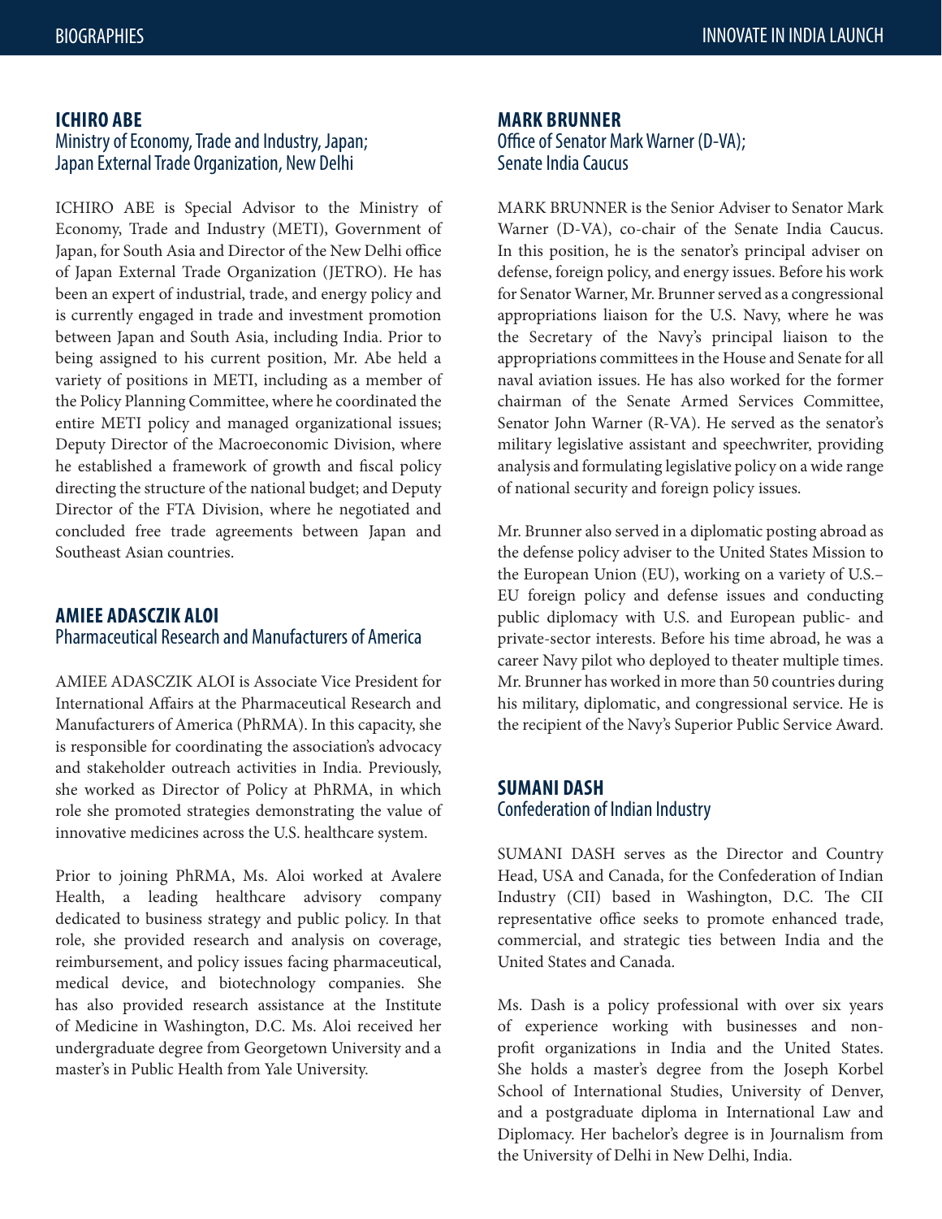### ICHIRO ABE
Ministry of Economy, Trade and Industry, Japan; Japan External Trade Organization, New Delhi

ICHIRO ABE is Special Advisor to the Ministry of Economy, Trade and Industry (METI), Government of Japan, for South Asia and Director of the New Delhi office of Japan External Trade Organization (JETRO). He has been an expert of industrial, trade, and energy policy and is currently engaged in trade and investment promotion between Japan and South Asia, including India. Prior to being assigned to his current position, Mr. Abe held a variety of positions in METI, including as a member of the Policy Planning Committee, where he coordinated the entire METI policy and managed organizational issues; Deputy Director of the Macroeconomic Division, where he established a framework of growth and fiscal policy directing the structure of the national budget; and Deputy Director of the FTA Division, where he negotiated and concluded free trade agreements between Japan and Southeast Asian countries.

### AMIEE ADASCZIK ALOI
Pharmaceutical Research and Manufacturers of America

AMIEE ADASCZIK ALOI is Associate Vice President for International Affairs at the Pharmaceutical Research and Manufacturers of America (PhRMA). In this capacity, she is responsible for coordinating the association's advocacy and stakeholder outreach activities in India. Previously, she worked as Director of Policy at PhRMA, in which role she promoted strategies demonstrating the value of innovative medicines across the U.S. healthcare system.

Prior to joining PhRMA, Ms. Aloi worked at Avalere Health, a leading healthcare advisory company dedicated to business strategy and public policy. In that role, she provided research and analysis on coverage, reimbursement, and policy issues facing pharmaceutical, medical device, and biotechnology companies. She has also provided research assistance at the Institute of Medicine in Washington, D.C. Ms. Aloi received her undergraduate degree from Georgetown University and a master's in Public Health from Yale University.

### MARK BRUNNER
Office of Senator Mark Warner (D-VA); Senate India Caucus

MARK BRUNNER is the Senior Adviser to Senator Mark Warner (D-VA), co-chair of the Senate India Caucus. In this position, he is the senator's principal adviser on defense, foreign policy, and energy issues. Before his work for Senator Warner, Mr. Brunner served as a congressional appropriations liaison for the U.S. Navy, where he was the Secretary of the Navy's principal liaison to the appropriations committees in the House and Senate for all naval aviation issues. He has also worked for the former chairman of the Senate Armed Services Committee, Senator John Warner (R-VA). He served as the senator's military legislative assistant and speechwriter, providing analysis and formulating legislative policy on a wide range of national security and foreign policy issues.

Mr. Brunner also served in a diplomatic posting abroad as the defense policy adviser to the United States Mission to the European Union (EU), working on a variety of U.S.–EU foreign policy and defense issues and conducting public diplomacy with U.S. and European public- and private-sector interests. Before his time abroad, he was a career Navy pilot who deployed to theater multiple times. Mr. Brunner has worked in more than 50 countries during his military, diplomatic, and congressional service. He is the recipient of the Navy's Superior Public Service Award.

### SUMANI DASH
Confederation of Indian Industry

SUMANI DASH serves as the Director and Country Head, USA and Canada, for the Confederation of Indian Industry (CII) based in Washington, D.C. The CII representative office seeks to promote enhanced trade, commercial, and strategic ties between India and the United States and Canada.

Ms. Dash is a policy professional with over six years of experience working with businesses and non-profit organizations in India and the United States. She holds a master's degree from the Joseph Korbel School of International Studies, University of Denver, and a postgraduate diploma in International Law and Diplomacy. Her bachelor's degree is in Journalism from the University of Delhi in New Delhi, India.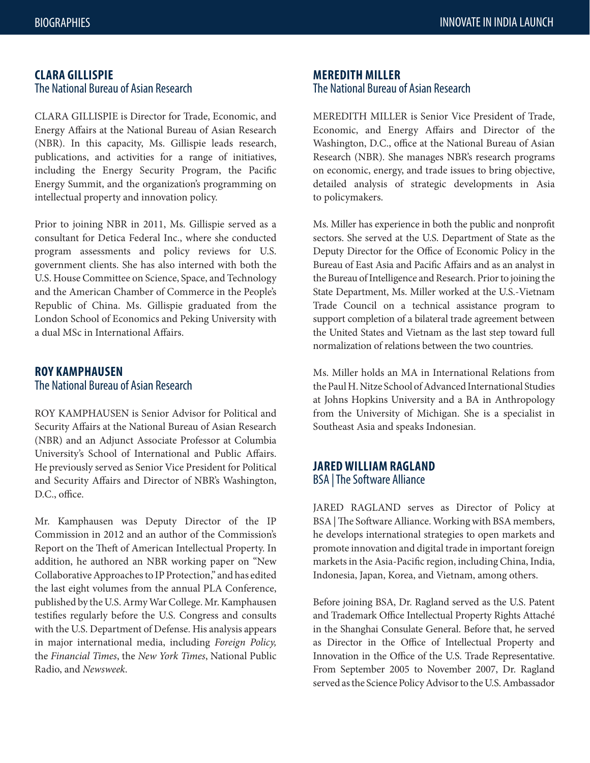## CLARA GILLISPIE
### The National Bureau of Asian Research

CLARA GILLISPIE is Director for Trade, Economic, and Energy Affairs at the National Bureau of Asian Research (NBR). In this capacity, Ms. Gillispie leads research, publications, and activities for a range of initiatives, including the Energy Security Program, the Pacific Energy Summit, and the organization's programming on intellectual property and innovation policy.

Prior to joining NBR in 2011, Ms. Gillispie served as a consultant for Detica Federal Inc., where she conducted program assessments and policy reviews for U.S. government clients. She has also interned with both the U.S. House Committee on Science, Space, and Technology and the American Chamber of Commerce in the People's Republic of China. Ms. Gillispie graduated from the London School of Economics and Peking University with a dual MSc in International Affairs.

## ROY KAMPHAUSEN
### The National Bureau of Asian Research

ROY KAMPHAUSEN is Senior Advisor for Political and Security Affairs at the National Bureau of Asian Research (NBR) and an Adjunct Associate Professor at Columbia University's School of International and Public Affairs. He previously served as Senior Vice President for Political and Security Affairs and Director of NBR's Washington, D.C., office.

Mr. Kamphausen was Deputy Director of the IP Commission in 2012 and an author of the Commission's Report on the Theft of American Intellectual Property. In addition, he authored an NBR working paper on "New Collaborative Approaches to IP Protection," and has edited the last eight volumes from the annual PLA Conference, published by the U.S. Army War College. Mr. Kamphausen testifies regularly before the U.S. Congress and consults with the U.S. Department of Defense. His analysis appears in major international media, including *Foreign Policy,* the *Financial Times*, the *New York Times*, National Public Radio, and *Newsweek*.

## MEREDITH MILLER
### The National Bureau of Asian Research

MEREDITH MILLER is Senior Vice President of Trade, Economic, and Energy Affairs and Director of the Washington, D.C., office at the National Bureau of Asian Research (NBR). She manages NBR's research programs on economic, energy, and trade issues to bring objective, detailed analysis of strategic developments in Asia to policymakers.

Ms. Miller has experience in both the public and nonprofit sectors. She served at the U.S. Department of State as the Deputy Director for the Office of Economic Policy in the Bureau of East Asia and Pacific Affairs and as an analyst in the Bureau of Intelligence and Research. Prior to joining the State Department, Ms. Miller worked at the U.S.-Vietnam Trade Council on a technical assistance program to support completion of a bilateral trade agreement between the United States and Vietnam as the last step toward full normalization of relations between the two countries.

Ms. Miller holds an MA in International Relations from the Paul H. Nitze School of Advanced International Studies at Johns Hopkins University and a BA in Anthropology from the University of Michigan. She is a specialist in Southeast Asia and speaks Indonesian.

## JARED WILLIAM RAGLAND
### BSA | The Software Alliance

JARED RAGLAND serves as Director of Policy at BSA | The Software Alliance. Working with BSA members, he develops international strategies to open markets and promote innovation and digital trade in important foreign markets in the Asia-Pacific region, including China, India, Indonesia, Japan, Korea, and Vietnam, among others.

Before joining BSA, Dr. Ragland served as the U.S. Patent and Trademark Office Intellectual Property Rights Attaché in the Shanghai Consulate General. Before that, he served as Director in the Office of Intellectual Property and Innovation in the Office of the U.S. Trade Representative. From September 2005 to November 2007, Dr. Ragland served as the Science Policy Advisor to the U.S. Ambassador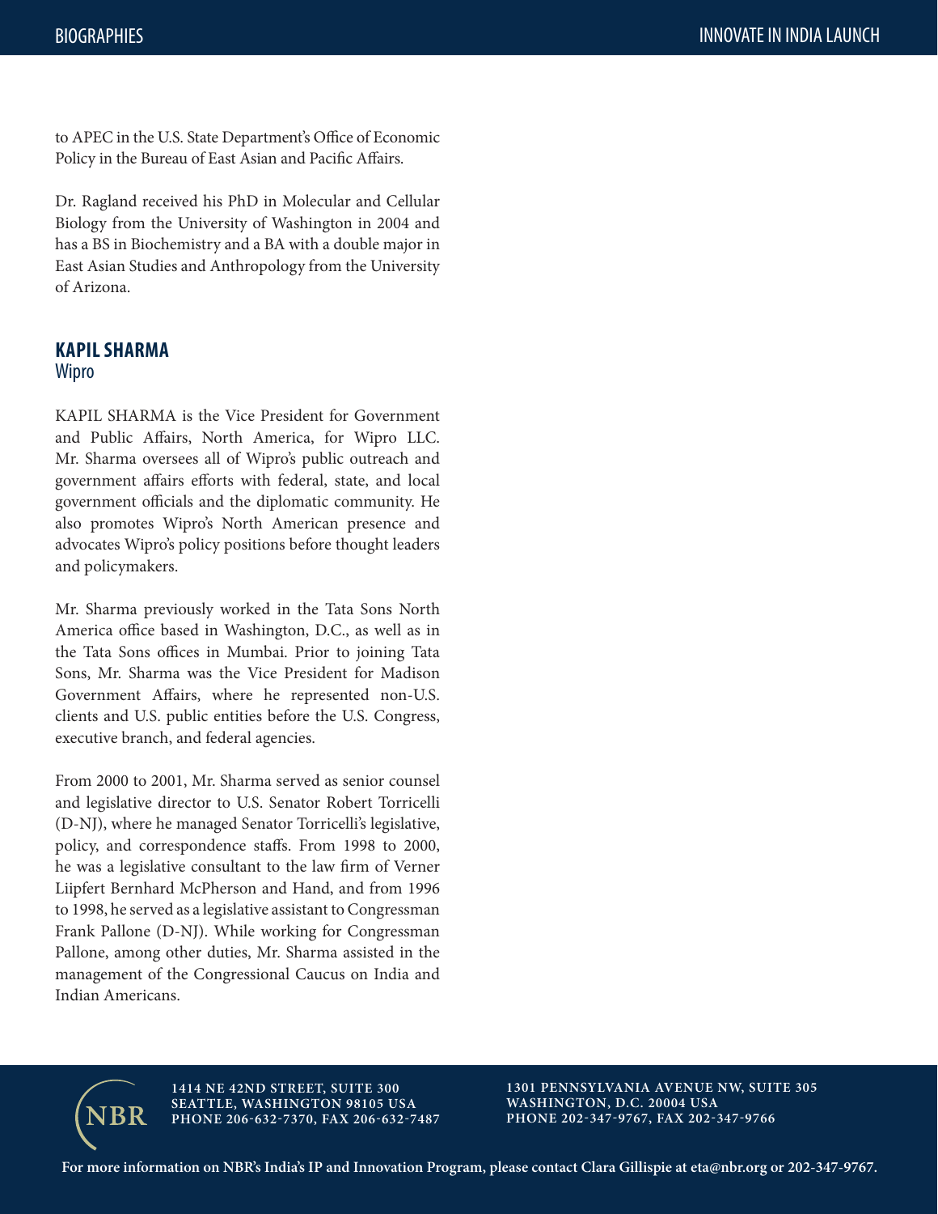to APEC in the U.S. State Department's Office of Economic Policy in the Bureau of East Asian and Pacific Affairs.

Dr. Ragland received his PhD in Molecular and Cellular Biology from the University of Washington in 2004 and has a BS in Biochemistry and a BA with a double major in East Asian Studies and Anthropology from the University of Arizona.

## KAPIL SHARMA

Wipro

KAPIL SHARMA is the Vice President for Government and Public Affairs, North America, for Wipro LLC. Mr. Sharma oversees all of Wipro's public outreach and government affairs efforts with federal, state, and local government officials and the diplomatic community. He also promotes Wipro's North American presence and advocates Wipro's policy positions before thought leaders and policymakers.

Mr. Sharma previously worked in the Tata Sons North America office based in Washington, D.C., as well as in the Tata Sons offices in Mumbai. Prior to joining Tata Sons, Mr. Sharma was the Vice President for Madison Government Affairs, where he represented non-U.S. clients and U.S. public entities before the U.S. Congress, executive branch, and federal agencies.

From 2000 to 2001, Mr. Sharma served as senior counsel and legislative director to U.S. Senator Robert Torricelli (D-NJ), where he managed Senator Torricelli's legislative, policy, and correspondence staffs. From 1998 to 2000, he was a legislative consultant to the law firm of Verner Liipfert Bernhard McPherson and Hand, and from 1996 to 1998, he served as a legislative assistant to Congressman Frank Pallone (D-NJ). While working for Congressman Pallone, among other duties, Mr. Sharma assisted in the management of the Congressional Caucus on India and Indian Americans.

NBR

1414 NE 42ND STREET, SUITE 300
SEATTLE, WASHINGTON 98105 USA
PHONE 206-632-7370, FAX 206-632-7487

1301 PENNSYLVANIA AVENUE NW, SUITE 305
WASHINGTON, D.C. 20004 USA
PHONE 202-347-9767, FAX 202-347-9766

For more information on NBR's India's IP and Innovation Program, please contact Clara Gillispie at eta@nbr.org or 202-347-9767.